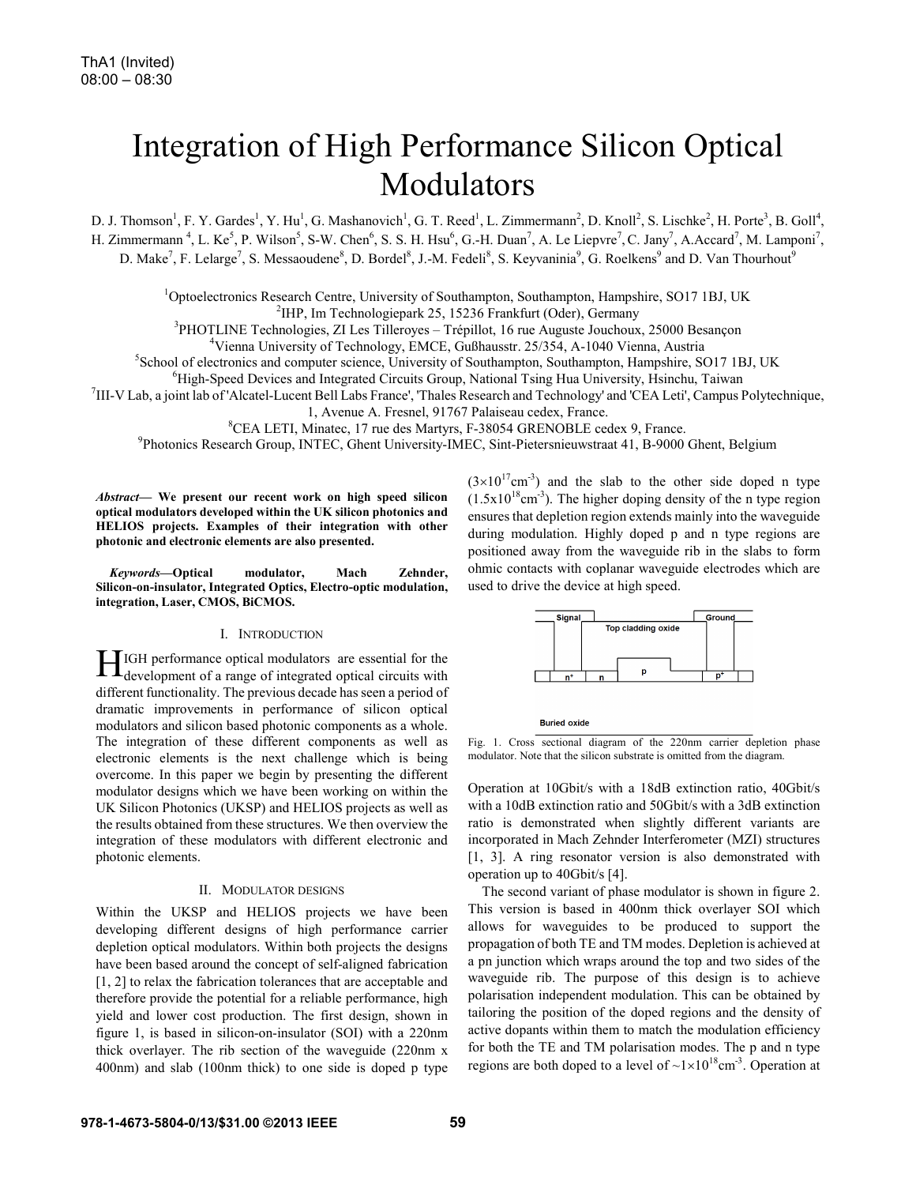ThA1 (Invited)
08:00 – 08:30

# Integration of High Performance Silicon Optical Modulators

D. J. Thomson[1], F. Y. Gardes[1], Y. Hu[1], G. Mashanovich[1], G. T. Reed[1], L. Zimmermann[2], D. Knoll[2], S. Lischke[2], H. Porte[3], B. Goll[4], H. Zimmermann [4], L. Ke[5], P. Wilson[5], S-W. Chen[6], S. S. H. Hsu[6], G.-H. Duan[7], A. Le Liepvre[7], C. Jany[7], A.Accard[7], M. Lamponi[7], D. Make[7], F. Lelarge[7], S. Messaoudene[8], D. Bordel[8], J.-M. Fedeli[8], S. Keyvaninia[9], G. Roelkens[9] and D. Van Thourhout[9]

[1]Optoelectronics Research Centre, University of Southampton, Southampton, Hampshire, SO17 1BJ, UK
[2]IHP, Im Technologiepark 25, 15236 Frankfurt (Oder), Germany
[3]PHOTLINE Technologies, ZI Les Tilleroyes – Trépillot, 16 rue Auguste Jouchoux, 25000 Besançon
[4]Vienna University of Technology, EMCE, Gußhausstr. 25/354, A-1040 Vienna, Austria
[5]School of electronics and computer science, University of Southampton, Southampton, Hampshire, SO17 1BJ, UK
[6]High-Speed Devices and Integrated Circuits Group, National Tsing Hua University, Hsinchu, Taiwan
[7]III-V Lab, a joint lab of 'Alcatel-Lucent Bell Labs France', 'Thales Research and Technology' and 'CEA Leti', Campus Polytechnique, 1, Avenue A. Fresnel, 91767 Palaiseau cedex, France.
[8]CEA LETI, Minatec, 17 rue des Martyrs, F-38054 GRENOBLE cedex 9, France.
[9]Photonics Research Group, INTEC, Ghent University-IMEC, Sint-Pietersnieuwstraat 41, B-9000 Ghent, Belgium

***Abstract*— We present our recent work on high speed silicon optical modulators developed within the UK silicon photonics and HELIOS projects. Examples of their integration with other photonic and electronic elements are also presented.**

***Keywords*—Optical modulator, Mach Zehnder, Silicon-on-insulator, Integrated Optics, Electro-optic modulation, integration, Laser, CMOS, BiCMOS.**

## I. Introduction

HIGH performance optical modulators are essential for the development of a range of integrated optical circuits with different functionality. The previous decade has seen a period of dramatic improvements in performance of silicon optical modulators and silicon based photonic components as a whole. The integration of these different components as well as electronic elements is the next challenge which is being overcome. In this paper we begin by presenting the different modulator designs which we have been working on within the UK Silicon Photonics (UKSP) and HELIOS projects as well as the results obtained from these structures. We then overview the integration of these modulators with different electronic and photonic elements.

## II. Modulator designs

Within the UKSP and HELIOS projects we have been developing different designs of high performance carrier depletion optical modulators. Within both projects the designs have been based around the concept of self-aligned fabrication [1, 2] to relax the fabrication tolerances that are acceptable and therefore provide the potential for a reliable performance, high yield and lower cost production. The first design, shown in figure 1, is based in silicon-on-insulator (SOI) with a 220nm thick overlayer. The rib section of the waveguide (220nm x 400nm) and slab (100nm thick) to one side is doped p type ($3\times10^{17}$cm$^{-3}$) and the slab to the other side doped n type ($1.5\text{x}10^{18}$cm$^{-3}$). The higher doping density of the n type region ensures that depletion region extends mainly into the waveguide during modulation. Highly doped p and n type regions are positioned away from the waveguide rib in the slabs to form ohmic contacts with coplanar waveguide electrodes which are used to drive the device at high speed.

Fig. 1. Cross sectional diagram of the 220nm carrier depletion phase modulator. Note that the silicon substrate is omitted from the diagram.

Operation at 10Gbit/s with a 18dB extinction ratio, 40Gbit/s with a 10dB extinction ratio and 50Gbit/s with a 3dB extinction ratio is demonstrated when slightly different variants are incorporated in Mach Zehnder Interferometer (MZI) structures [1, 3]. A ring resonator version is also demonstrated with operation up to 40Gbit/s [4].

The second variant of phase modulator is shown in figure 2. This version is based in 400nm thick overlayer SOI which allows for waveguides to be produced to support the propagation of both TE and TM modes. Depletion is achieved at a pn junction which wraps around the top and two sides of the waveguide rib. The purpose of this design is to achieve polarisation independent modulation. This can be obtained by tailoring the position of the doped regions and the density of active dopants within them to match the modulation efficiency for both the TE and TM polarisation modes. The p and n type regions are both doped to a level of $\sim1\times10^{18}$cm$^{-3}$. Operation at

978-1-4673-5804-0/13/$31.00 ©2013 IEEE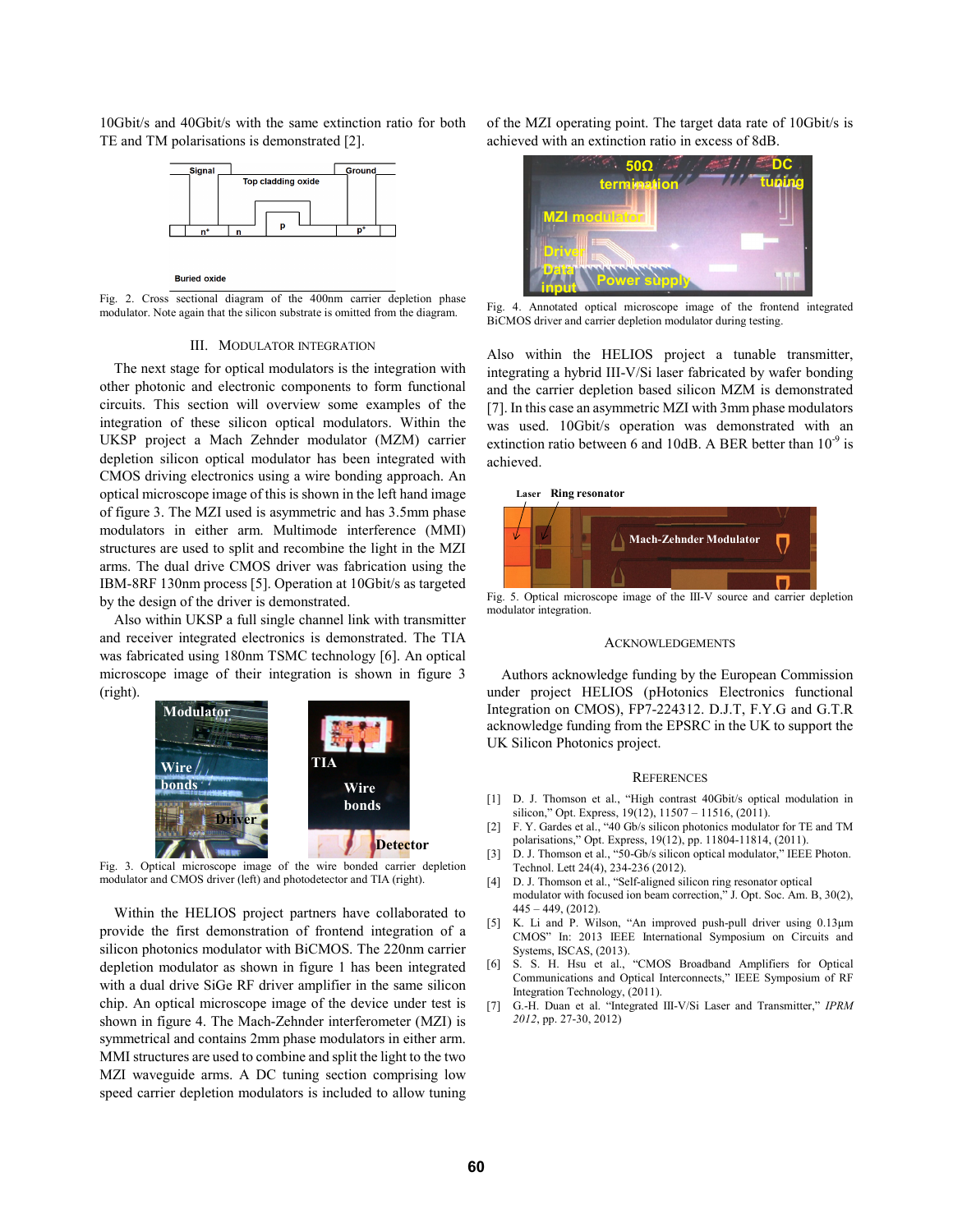10Gbit/s and 40Gbit/s with the same extinction ratio for both TE and TM polarisations is demonstrated [2].

Signal

Top cladding oxide

Ground

n+

n

p

p+

Buried oxide

Fig. 2. Cross sectional diagram of the 400nm carrier depletion phase modulator. Note again that the silicon substrate is omitted from the diagram.

## III. Modulator Integration

The next stage for optical modulators is the integration with other photonic and electronic components to form functional circuits. This section will overview some examples of the integration of these silicon optical modulators. Within the UKSP project a Mach Zehnder modulator (MZM) carrier depletion silicon optical modulator has been integrated with CMOS driving electronics using a wire bonding approach. An optical microscope image of this is shown in the left hand image of figure 3. The MZI used is asymmetric and has 3.5mm phase modulators in either arm. Multimode interference (MMI) structures are used to split and recombine the light in the MZI arms. The dual drive CMOS driver was fabrication using the IBM-8RF 130nm process [5]. Operation at 10Gbit/s as targeted by the design of the driver is demonstrated.

Also within UKSP a full single channel link with transmitter and receiver integrated electronics is demonstrated. The TIA was fabricated using 180nm TSMC technology [6]. An optical microscope image of their integration is shown in figure 3 (right).

Modulator

Wire bonds

Driver

TIA

Wire bonds

Detector

Fig. 3. Optical microscope image of the wire bonded carrier depletion modulator and CMOS driver (left) and photodetector and TIA (right).

Within the HELIOS project partners have collaborated to provide the first demonstration of frontend integration of a silicon photonics modulator with BiCMOS. The 220nm carrier depletion modulator as shown in figure 1 has been integrated with a dual drive SiGe RF driver amplifier in the same silicon chip. An optical microscope image of the device under test is shown in figure 4. The Mach-Zehnder interferometer (MZI) is symmetrical and contains 2mm phase modulators in either arm. MMI structures are used to combine and split the light to the two MZI waveguide arms. A DC tuning section comprising low speed carrier depletion modulators is included to allow tuning of the MZI operating point. The target data rate of 10Gbit/s is achieved with an extinction ratio in excess of 8dB.

50Ω termination

DC tuning

MZI modulator

Driver

Data input

Power supply

Fig. 4. Annotated optical microscope image of the frontend integrated BiCMOS driver and carrier depletion modulator during testing.

Also within the HELIOS project a tunable transmitter, integrating a hybrid III-V/Si laser fabricated by wafer bonding and the carrier depletion based silicon MZM is demonstrated [7]. In this case an asymmetric MZI with 3mm phase modulators was used. 10Gbit/s operation was demonstrated with an extinction ratio between 6 and 10dB. A BER better than $10^{-9}$ is achieved.

Laser

Ring resonator

Mach-Zehnder Modulator

Fig. 5. Optical microscope image of the III-V source and carrier depletion modulator integration.

## Acknowledgements

Authors acknowledge funding by the European Commission under project HELIOS (pHotonics Electronics functional Integration on CMOS), FP7-224312. D.J.T, F.Y.G and G.T.R acknowledge funding from the EPSRC in the UK to support the UK Silicon Photonics project.

## References

[1] D. J. Thomson et al., "High contrast 40Gbit/s optical modulation in silicon," Opt. Express, 19(12), 11507 – 11516, (2011).

[2] F. Y. Gardes et al., "40 Gb/s silicon photonics modulator for TE and TM polarisations," Opt. Express, 19(12), pp. 11804-11814, (2011).

[3] D. J. Thomson et al., "50-Gb/s silicon optical modulator," IEEE Photon. Technol. Lett 24(4), 234-236 (2012).

[4] D. J. Thomson et al., "Self-aligned silicon ring resonator optical modulator with focused ion beam correction," J. Opt. Soc. Am. B, 30(2), 445 – 449, (2012).

[5] K. Li and P. Wilson, "An improved push-pull driver using 0.13μm CMOS" In: 2013 IEEE International Symposium on Circuits and Systems, ISCAS, (2013).

[6] S. S. H. Hsu et al., "CMOS Broadband Amplifiers for Optical Communications and Optical Interconnects," IEEE Symposium of RF Integration Technology, (2011).

[7] G.-H. Duan et al. "Integrated III-V/Si Laser and Transmitter," *IPRM 2012*, pp. 27-30, 2012)